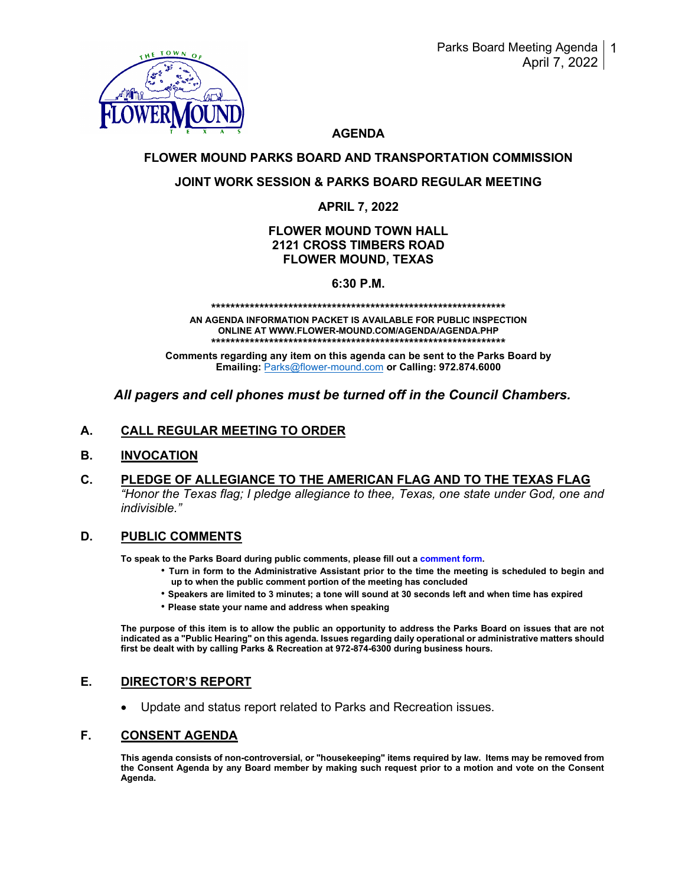# AGENDA

## FLOWER MOUND PARKS BOARD AND TRANSPORTATION COMMISSION

## JOINT WORK SESSION & PARKS BOARD REGULAR MEETING

**APRIL 7, 2022**

**FLOWER MOUND TOWN HALL**
**2121 CROSS TIMBERS ROAD**
**FLOWER MOUND, TEXAS**

**6:30 P.M.**

****************************************************************

**AN AGENDA INFORMATION PACKET IS AVAILABLE FOR PUBLIC INSPECTION ONLINE AT WWW.FLOWER-MOUND.COM/AGENDA/AGENDA.PHP**

****************************************************************

**Comments regarding any item on this agenda can be sent to the Parks Board by Emailing:** Parks@flower-mound.com **or Calling: 972.874.6000**

***All pagers and cell phones must be turned off in the Council Chambers.***

### A. CALL REGULAR MEETING TO ORDER

### B. INVOCATION

### C. PLEDGE OF ALLEGIANCE TO THE AMERICAN FLAG AND TO THE TEXAS FLAG

*"Honor the Texas flag; I pledge allegiance to thee, Texas, one state under God, one and indivisible."*

### D. PUBLIC COMMENTS

**To speak to the Parks Board during public comments, please fill out a comment form.**

- **Turn in form to the Administrative Assistant prior to the time the meeting is scheduled to begin and up to when the public comment portion of the meeting has concluded**
- **Speakers are limited to 3 minutes; a tone will sound at 30 seconds left and when time has expired**
- **Please state your name and address when speaking**

**The purpose of this item is to allow the public an opportunity to address the Parks Board on issues that are not indicated as a "Public Hearing" on this agenda. Issues regarding daily operational or administrative matters should first be dealt with by calling Parks & Recreation at 972-874-6300 during business hours.**

### E. DIRECTOR'S REPORT

- Update and status report related to Parks and Recreation issues.

### F. CONSENT AGENDA

**This agenda consists of non-controversial, or "housekeeping" items required by law. Items may be removed from the Consent Agenda by any Board member by making such request prior to a motion and vote on the Consent Agenda.**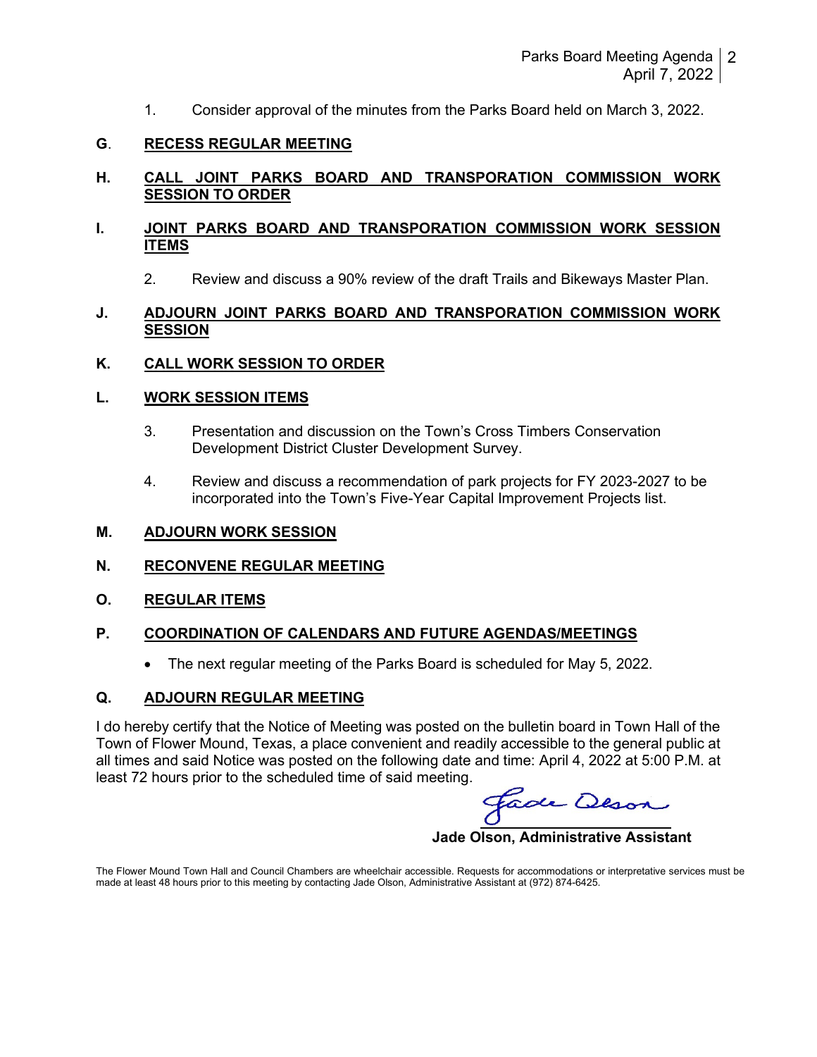1. Consider approval of the minutes from the Parks Board held on March 3, 2022.

**G. RECESS REGULAR MEETING**

**H. CALL JOINT PARKS BOARD AND TRANSPORATION COMMISSION WORK SESSION TO ORDER**

**I. JOINT PARKS BOARD AND TRANSPORATION COMMISSION WORK SESSION ITEMS**

2. Review and discuss a 90% review of the draft Trails and Bikeways Master Plan.

**J. ADJOURN JOINT PARKS BOARD AND TRANSPORATION COMMISSION WORK SESSION**

**K. CALL WORK SESSION TO ORDER**

**L. WORK SESSION ITEMS**

3. Presentation and discussion on the Town's Cross Timbers Conservation Development District Cluster Development Survey.

4. Review and discuss a recommendation of park projects for FY 2023-2027 to be incorporated into the Town's Five-Year Capital Improvement Projects list.

**M. ADJOURN WORK SESSION**

**N. RECONVENE REGULAR MEETING**

**O. REGULAR ITEMS**

**P. COORDINATION OF CALENDARS AND FUTURE AGENDAS/MEETINGS**

- The next regular meeting of the Parks Board is scheduled for May 5, 2022.

**Q. ADJOURN REGULAR MEETING**

I do hereby certify that the Notice of Meeting was posted on the bulletin board in Town Hall of the Town of Flower Mound, Texas, a place convenient and readily accessible to the general public at all times and said Notice was posted on the following date and time: April 4, 2022 at 5:00 P.M. at least 72 hours prior to the scheduled time of said meeting.

Jade Olson

**Jade Olson, Administrative Assistant**

The Flower Mound Town Hall and Council Chambers are wheelchair accessible. Requests for accommodations or interpretative services must be made at least 48 hours prior to this meeting by contacting Jade Olson, Administrative Assistant at (972) 874-6425.